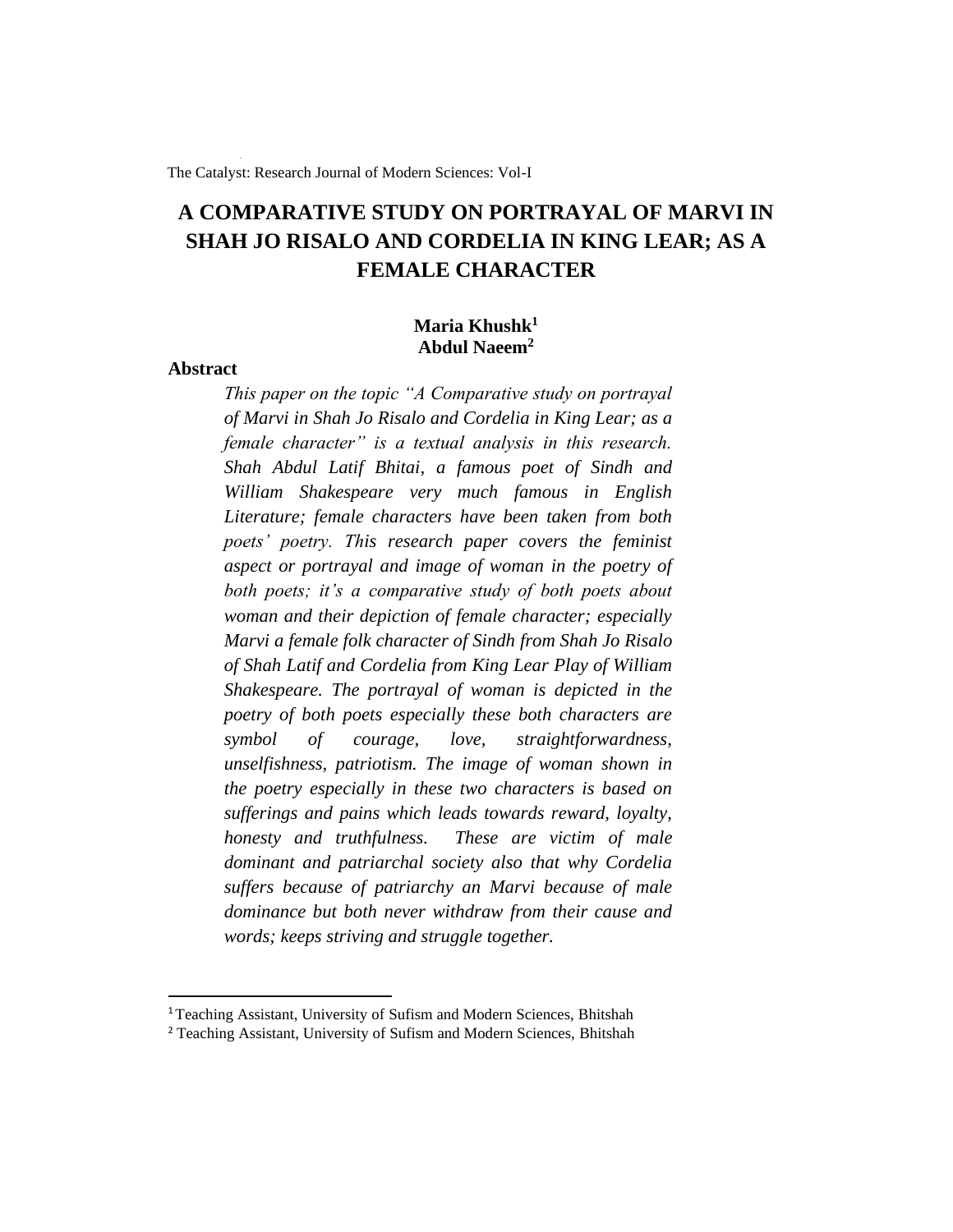# A COMPARATIVE STUDY ON PORTRAYAL OF MARVI IN SHAH JO RISALO AND CORDELIA IN KING LEAR; AS A FEMALE CHARACTER

**Maria Khushk[1]**
**Abdul Naeem[2]**

## Abstract

*This paper on the topic "A Comparative study on portrayal of Marvi in Shah Jo Risalo and Cordelia in King Lear; as a female character" is a textual analysis in this research. Shah Abdul Latif Bhitai, a famous poet of Sindh and William Shakespeare very much famous in English Literature; female characters have been taken from both poets' poetry. This research paper covers the feminist aspect or portrayal and image of woman in the poetry of both poets; it's a comparative study of both poets about woman and their depiction of female character; especially Marvi a female folk character of Sindh from Shah Jo Risalo of Shah Latif and Cordelia from King Lear Play of William Shakespeare. The portrayal of woman is depicted in the poetry of both poets especially these both characters are symbol of courage, love, straightforwardness, unselfishness, patriotism. The image of woman shown in the poetry especially in these two characters is based on sufferings and pains which leads towards reward, loyalty, honesty and truthfulness. These are victim of male dominant and patriarchal society also that why Cordelia suffers because of patriarchy an Marvi because of male dominance but both never withdraw from their cause and words; keeps striving and struggle together.*

---

[1] Teaching Assistant, University of Sufism and Modern Sciences, Bhitshah

[2] Teaching Assistant, University of Sufism and Modern Sciences, Bhitshah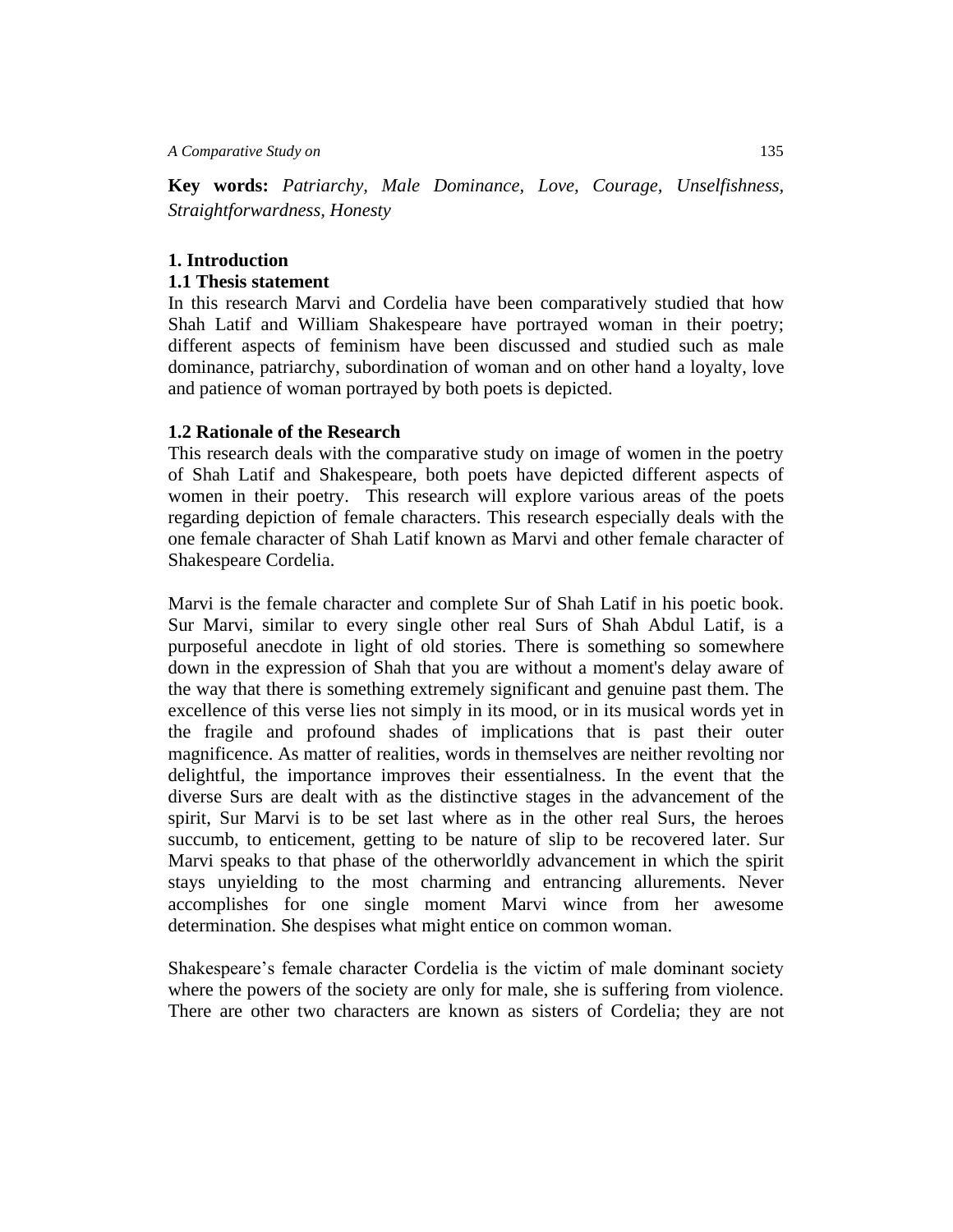**Key words:** *Patriarchy, Male Dominance, Love, Courage, Unselfishness, Straightforwardness, Honesty*

## 1. Introduction

### 1.1 Thesis statement

In this research Marvi and Cordelia have been comparatively studied that how Shah Latif and William Shakespeare have portrayed woman in their poetry; different aspects of feminism have been discussed and studied such as male dominance, patriarchy, subordination of woman and on other hand a loyalty, love and patience of woman portrayed by both poets is depicted.

### 1.2 Rationale of the Research

This research deals with the comparative study on image of women in the poetry of Shah Latif and Shakespeare, both poets have depicted different aspects of women in their poetry. This research will explore various areas of the poets regarding depiction of female characters. This research especially deals with the one female character of Shah Latif known as Marvi and other female character of Shakespeare Cordelia.

Marvi is the female character and complete Sur of Shah Latif in his poetic book. Sur Marvi, similar to every single other real Surs of Shah Abdul Latif, is a purposeful anecdote in light of old stories. There is something so somewhere down in the expression of Shah that you are without a moment's delay aware of the way that there is something extremely significant and genuine past them. The excellence of this verse lies not simply in its mood, or in its musical words yet in the fragile and profound shades of implications that is past their outer magnificence. As matter of realities, words in themselves are neither revolting nor delightful, the importance improves their essentialness. In the event that the diverse Surs are dealt with as the distinctive stages in the advancement of the spirit, Sur Marvi is to be set last where as in the other real Surs, the heroes succumb, to enticement, getting to be nature of slip to be recovered later. Sur Marvi speaks to that phase of the otherworldly advancement in which the spirit stays unyielding to the most charming and entrancing allurements. Never accomplishes for one single moment Marvi wince from her awesome determination. She despises what might entice on common woman.

Shakespeare's female character Cordelia is the victim of male dominant society where the powers of the society are only for male, she is suffering from violence. There are other two characters are known as sisters of Cordelia; they are not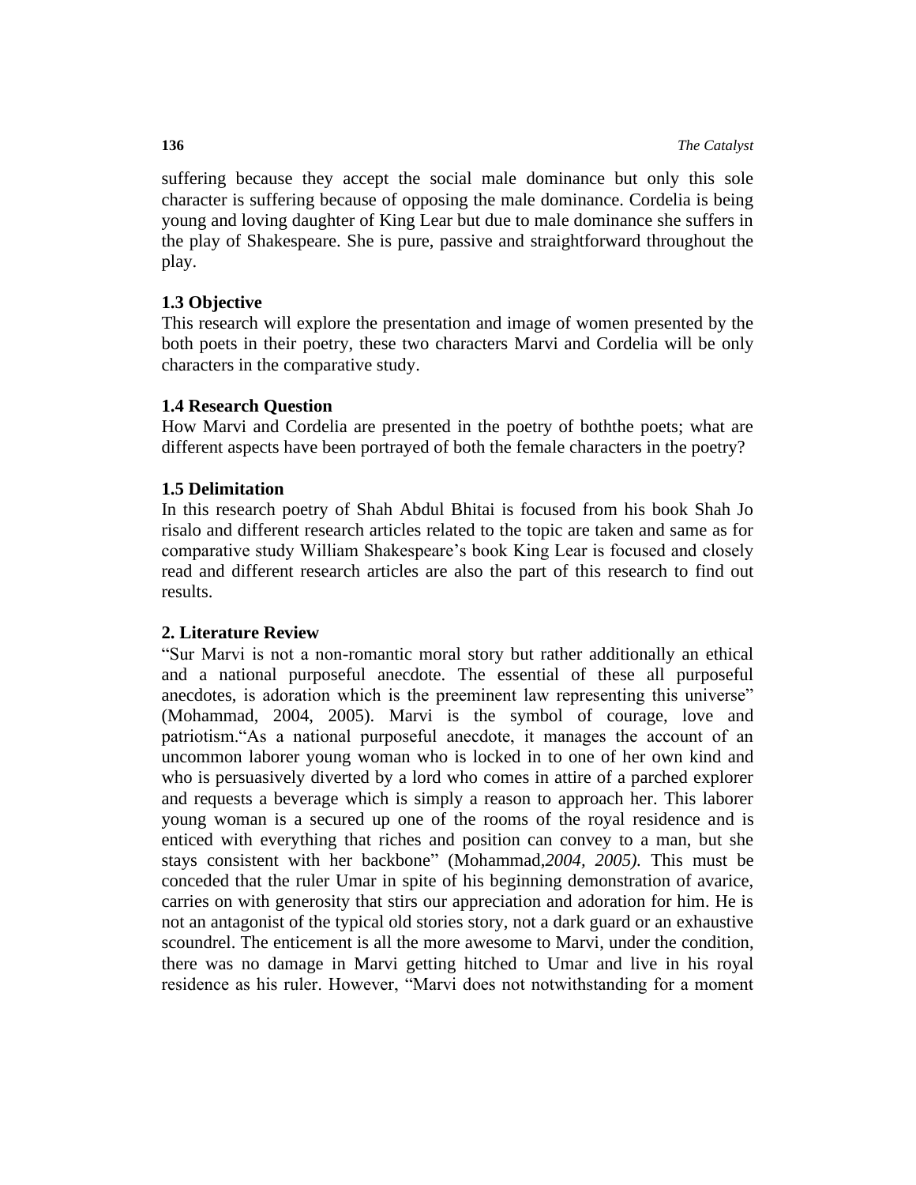suffering because they accept the social male dominance but only this sole character is suffering because of opposing the male dominance. Cordelia is being young and loving daughter of King Lear but due to male dominance she suffers in the play of Shakespeare. She is pure, passive and straightforward throughout the play.

### 1.3 Objective

This research will explore the presentation and image of women presented by the both poets in their poetry, these two characters Marvi and Cordelia will be only characters in the comparative study.

### 1.4 Research Question

How Marvi and Cordelia are presented in the poetry of boththe poets; what are different aspects have been portrayed of both the female characters in the poetry?

### 1.5 Delimitation

In this research poetry of Shah Abdul Bhitai is focused from his book Shah Jo risalo and different research articles related to the topic are taken and same as for comparative study William Shakespeare's book King Lear is focused and closely read and different research articles are also the part of this research to find out results.

## 2. Literature Review

"Sur Marvi is not a non-romantic moral story but rather additionally an ethical and a national purposeful anecdote. The essential of these all purposeful anecdotes, is adoration which is the preeminent law representing this universe" (Mohammad, 2004, 2005). Marvi is the symbol of courage, love and patriotism."As a national purposeful anecdote, it manages the account of an uncommon laborer young woman who is locked in to one of her own kind and who is persuasively diverted by a lord who comes in attire of a parched explorer and requests a beverage which is simply a reason to approach her. This laborer young woman is a secured up one of the rooms of the royal residence and is enticed with everything that riches and position can convey to a man, but she stays consistent with her backbone" (Mohammad,*2004, 2005).* This must be conceded that the ruler Umar in spite of his beginning demonstration of avarice, carries on with generosity that stirs our appreciation and adoration for him. He is not an antagonist of the typical old stories story, not a dark guard or an exhaustive scoundrel. The enticement is all the more awesome to Marvi, under the condition, there was no damage in Marvi getting hitched to Umar and live in his royal residence as his ruler. However, "Marvi does not notwithstanding for a moment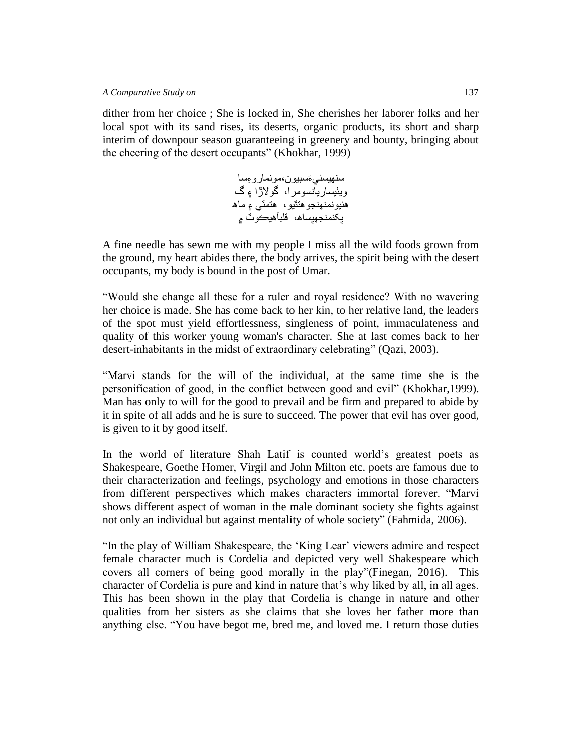dither from her choice ; She is locked in, She cherishes her laborer folks and her local spot with its sand rises, its deserts, organic products, its short and sharp interim of downpour season guaranteeing in greenery and bounty, bringing about the cheering of the desert occupants" (Khokhar, 1999)

سنهيسئيءَسبيون،مونماروءِسا
ويئيسارپانسومرا، گولاڙا ۽ گ
هنيونمنهنجوهتئيو، هتمٿي ۽ ماھ
پکنمنجهپساھ، قلبآهيڪوٽ ۾

A fine needle has sewn me with my people I miss all the wild foods grown from the ground, my heart abides there, the body arrives, the spirit being with the desert occupants, my body is bound in the post of Umar.

"Would she change all these for a ruler and royal residence? With no wavering her choice is made. She has come back to her kin, to her relative land, the leaders of the spot must yield effortlessness, singleness of point, immaculateness and quality of this worker young woman's character. She at last comes back to her desert-inhabitants in the midst of extraordinary celebrating" (Qazi, 2003).

"Marvi stands for the will of the individual, at the same time she is the personification of good, in the conflict between good and evil" (Khokhar,1999). Man has only to will for the good to prevail and be firm and prepared to abide by it in spite of all adds and he is sure to succeed. The power that evil has over good, is given to it by good itself.

In the world of literature Shah Latif is counted world's greatest poets as Shakespeare, Goethe Homer, Virgil and John Milton etc. poets are famous due to their characterization and feelings, psychology and emotions in those characters from different perspectives which makes characters immortal forever. "Marvi shows different aspect of woman in the male dominant society she fights against not only an individual but against mentality of whole society" (Fahmida, 2006).

"In the play of William Shakespeare, the 'King Lear' viewers admire and respect female character much is Cordelia and depicted very well Shakespeare which covers all corners of being good morally in the play"(Finegan, 2016). This character of Cordelia is pure and kind in nature that's why liked by all, in all ages. This has been shown in the play that Cordelia is change in nature and other qualities from her sisters as she claims that she loves her father more than anything else. "You have begot me, bred me, and loved me. I return those duties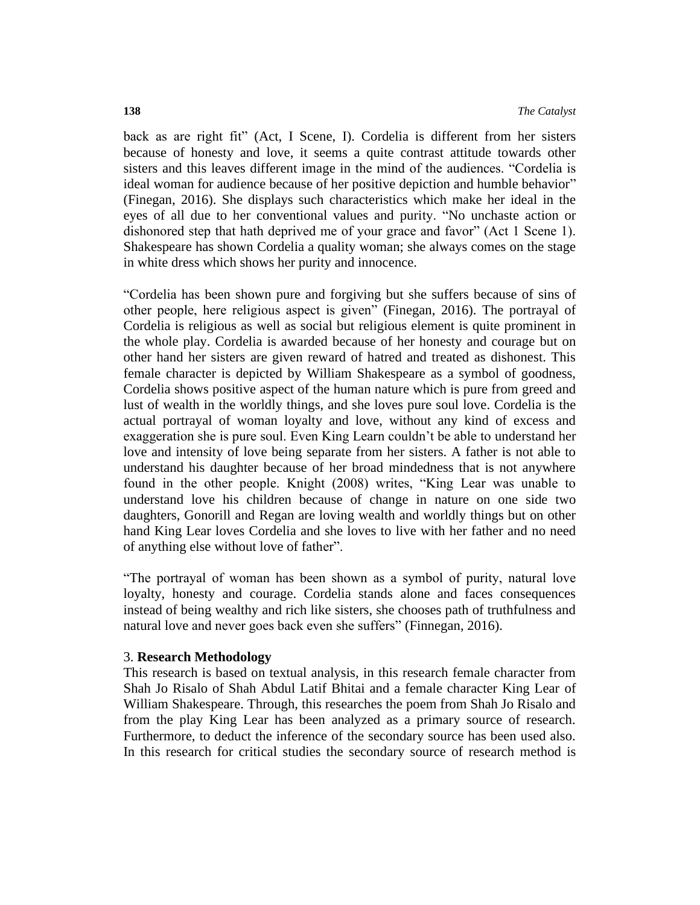back as are right fit" (Act, I Scene, I). Cordelia is different from her sisters because of honesty and love, it seems a quite contrast attitude towards other sisters and this leaves different image in the mind of the audiences. "Cordelia is ideal woman for audience because of her positive depiction and humble behavior" (Finegan, 2016). She displays such characteristics which make her ideal in the eyes of all due to her conventional values and purity. "No unchaste action or dishonored step that hath deprived me of your grace and favor" (Act 1 Scene 1). Shakespeare has shown Cordelia a quality woman; she always comes on the stage in white dress which shows her purity and innocence.

"Cordelia has been shown pure and forgiving but she suffers because of sins of other people, here religious aspect is given" (Finegan, 2016). The portrayal of Cordelia is religious as well as social but religious element is quite prominent in the whole play. Cordelia is awarded because of her honesty and courage but on other hand her sisters are given reward of hatred and treated as dishonest. This female character is depicted by William Shakespeare as a symbol of goodness, Cordelia shows positive aspect of the human nature which is pure from greed and lust of wealth in the worldly things, and she loves pure soul love. Cordelia is the actual portrayal of woman loyalty and love, without any kind of excess and exaggeration she is pure soul. Even King Learn couldn't be able to understand her love and intensity of love being separate from her sisters. A father is not able to understand his daughter because of her broad mindedness that is not anywhere found in the other people. Knight (2008) writes, "King Lear was unable to understand love his children because of change in nature on one side two daughters, Gonorill and Regan are loving wealth and worldly things but on other hand King Lear loves Cordelia and she loves to live with her father and no need of anything else without love of father".

"The portrayal of woman has been shown as a symbol of purity, natural love loyalty, honesty and courage. Cordelia stands alone and faces consequences instead of being wealthy and rich like sisters, she chooses path of truthfulness and natural love and never goes back even she suffers" (Finnegan, 2016).

## 3. **Research Methodology**

This research is based on textual analysis, in this research female character from Shah Jo Risalo of Shah Abdul Latif Bhitai and a female character King Lear of William Shakespeare. Through, this researches the poem from Shah Jo Risalo and from the play King Lear has been analyzed as a primary source of research. Furthermore, to deduct the inference of the secondary source has been used also. In this research for critical studies the secondary source of research method is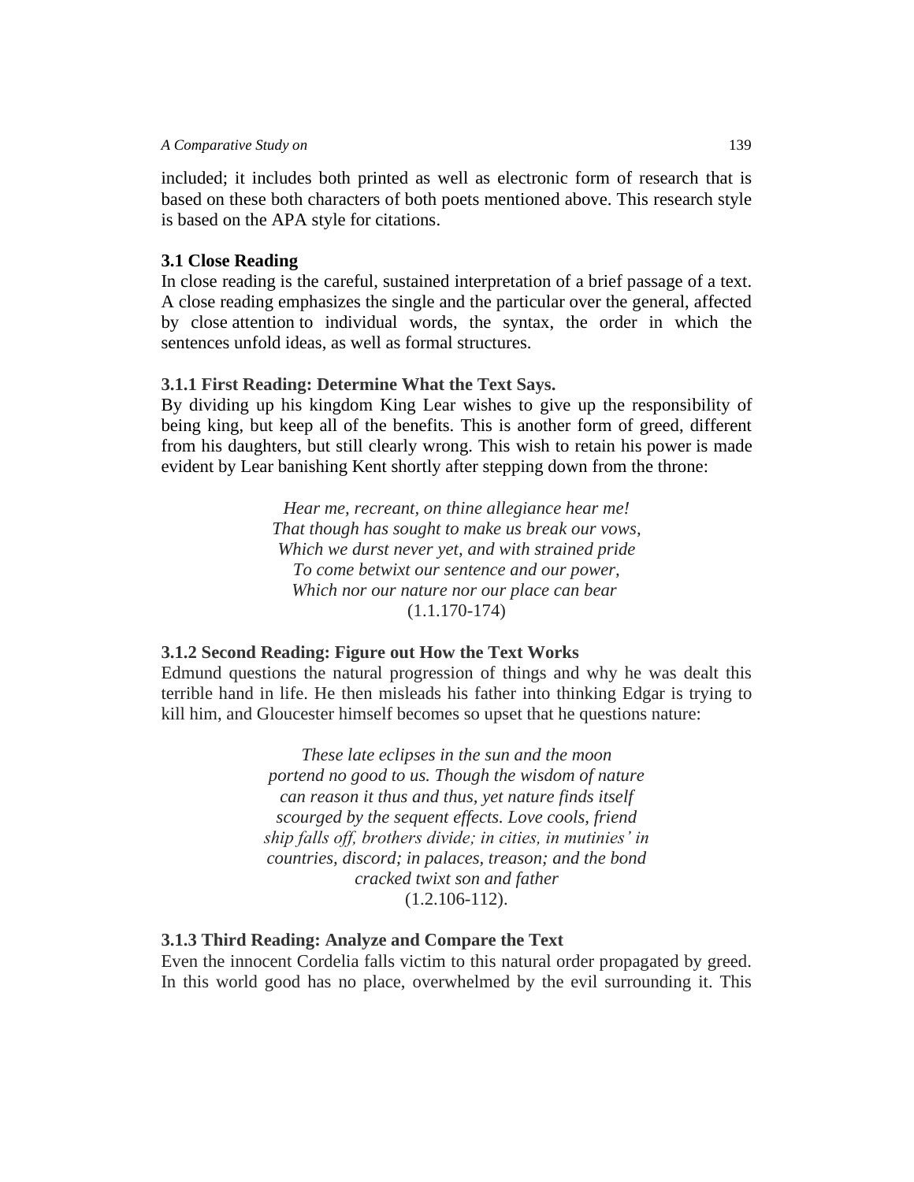included; it includes both printed as well as electronic form of research that is based on these both characters of both poets mentioned above. This research style is based on the APA style for citations.

### 3.1 Close Reading

In close reading is the careful, sustained interpretation of a brief passage of a text. A close reading emphasizes the single and the particular over the general, affected by close attention to individual words, the syntax, the order in which the sentences unfold ideas, as well as formal structures.

#### 3.1.1 First Reading: Determine What the Text Says.

By dividing up his kingdom King Lear wishes to give up the responsibility of being king, but keep all of the benefits. This is another form of greed, different from his daughters, but still clearly wrong. This wish to retain his power is made evident by Lear banishing Kent shortly after stepping down from the throne:

*Hear me, recreant, on thine allegiance hear me!*
*That though has sought to make us break our vows,*
*Which we durst never yet, and with strained pride*
*To come betwixt our sentence and our power,*
*Which nor our nature nor our place can bear*
(1.1.170-174)

#### 3.1.2 Second Reading: Figure out How the Text Works

Edmund questions the natural progression of things and why he was dealt this terrible hand in life. He then misleads his father into thinking Edgar is trying to kill him, and Gloucester himself becomes so upset that he questions nature:

*These late eclipses in the sun and the moon*
*portend no good to us. Though the wisdom of nature*
*can reason it thus and thus, yet nature finds itself*
*scourged by the sequent effects. Love cools, friend*
*ship falls off, brothers divide; in cities, in mutinies' in*
*countries, discord; in palaces, treason; and the bond*
*cracked twixt son and father*
(1.2.106-112).

#### 3.1.3 Third Reading: Analyze and Compare the Text

Even the innocent Cordelia falls victim to this natural order propagated by greed. In this world good has no place, overwhelmed by the evil surrounding it. This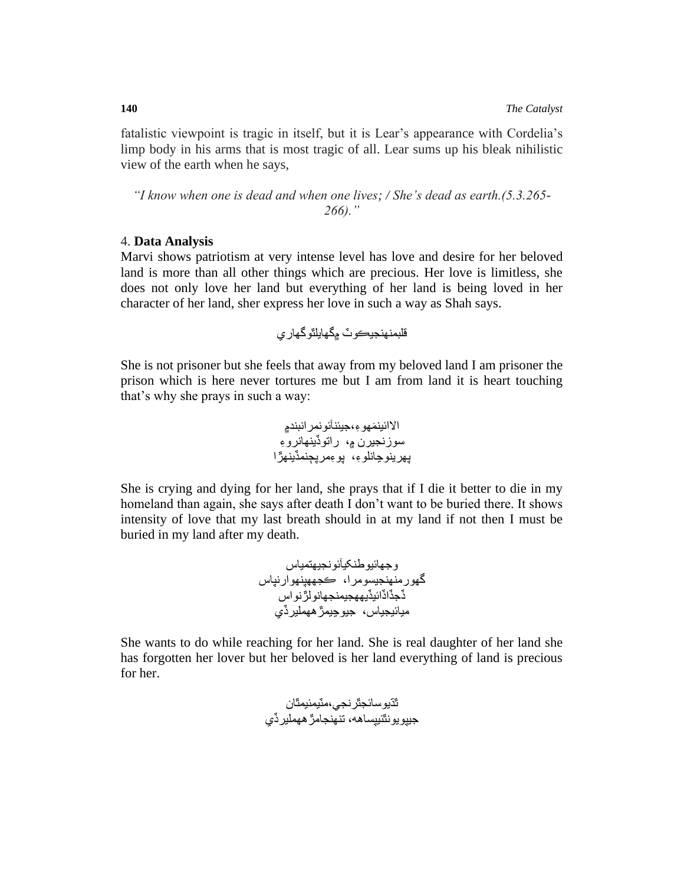fatalistic viewpoint is tragic in itself, but it is Lear's appearance with Cordelia's limp body in his arms that is most tragic of all. Lear sums up his bleak nihilistic view of the earth when he says,

*"I know when one is dead and when one lives; / She's dead as earth.(5.3.265-266)."*

4. **Data Analysis**

Marvi shows patriotism at very intense level has love and desire for her beloved land is more than all other things which are precious. Her love is limitless, she does not only love her land but everything of her land is being loved in her character of her land, sher express her love in such a way as Shah says.

قلبمنهنجيڪوٺ ۾گهايلتوگهاري

She is not prisoner but she feels that away from my beloved land I am prisoner the prison which is here never tortures me but I am from land it is heart touching that's why she prays in such a way:

الائينمَهوءِ،جيئنآئونمرانبندمِ
سوزنجيرن ۾، راتوڏينهانروءِ
پهرينوچانلوءِ، پوءِمرپچنمڏينهڙا

She is crying and dying for her land, she prays that if I die it better to die in my homeland than again, she says after death I don't want to be buried there. It shows intensity of love that my last breath should in at my land if not then I must be buried in my land after my death.

وجهائيوطنکيآئونجيهتمياس
گهورمنهنجيسومرا، ڪجههپنهوارنپاس
ڏجڏاڏائيڏيههجيمنجهانولڙنواس
ميائيجياس، جيوجيمڙههمليرڏي

She wants to do while reaching for her land. She is real daughter of her land she has forgotten her lover but her beloved is her land everything of land is precious for her.

تڏيوسائجترنجي،مڻيمئيمڻان
جيپويونٽيپساهه، تنهنجامڙههمليرڏي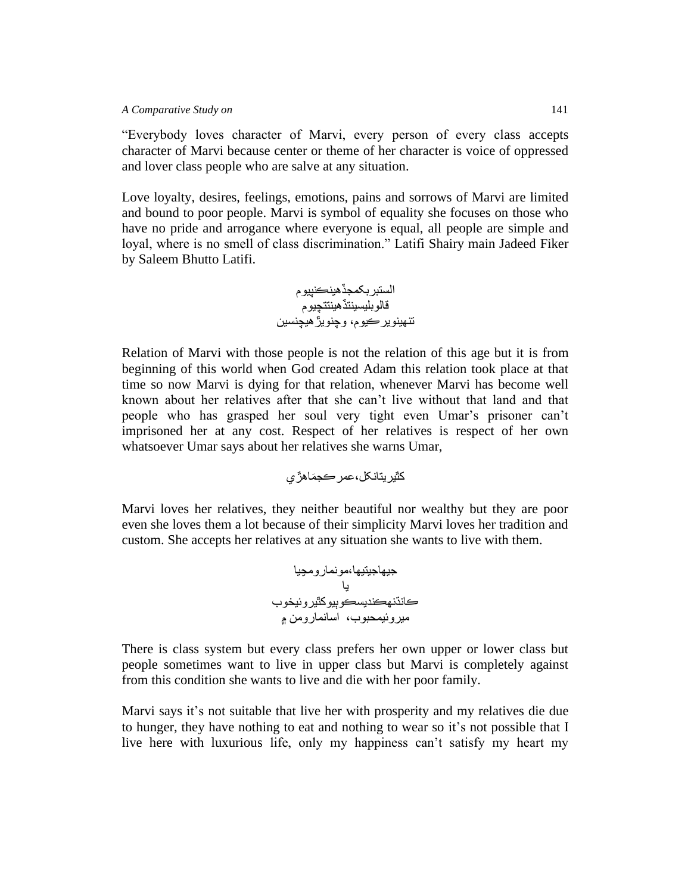"Everybody loves character of Marvi, every person of every class accepts character of Marvi because center or theme of her character is voice of oppressed and lover class people who are salve at any situation.

Love loyalty, desires, feelings, emotions, pains and sorrows of Marvi are limited and bound to poor people. Marvi is symbol of equality she focuses on those who have no pride and arrogance where everyone is equal, all people are simple and loyal, where is no smell of class discrimination." Latifi Shairy main Jadeed Fiker by Saleem Bhutto Latifi.

الستربڪمجڏهينڪنپيوم
قالوبليسينتڏهينتچيوم
تنهينويرڪيوم، وچنويڙهيچنسين

Relation of Marvi with those people is not the relation of this age but it is from beginning of this world when God created Adam this relation took place at that time so now Marvi is dying for that relation, whenever Marvi has become well known about her relatives after that she can't live without that land and that people who has grasped her soul very tight even Umar's prisoner can't imprisoned her at any cost. Respect of her relatives is respect of her own whatsoever Umar says about her relatives she warns Umar,

ڪٿيريتانڪل،عمرڪجمَاهڙي

Marvi loves her relatives, they neither beautiful nor wealthy but they are poor even she loves them a lot because of their simplicity Marvi loves her tradition and custom. She accepts her relatives at any situation she wants to live with them.

جيهاجيتيها،مونماروميا
يا
ڪانڌنهڪنديسڪوپيوڪٿيروئيخوب
ميروئيمحبوب، اسانماروڻم

There is class system but every class prefers her own upper or lower class but people sometimes want to live in upper class but Marvi is completely against from this condition she wants to live and die with her poor family.

Marvi says it's not suitable that live her with prosperity and my relatives die due to hunger, they have nothing to eat and nothing to wear so it's not possible that I live here with luxurious life, only my happiness can't satisfy my heart my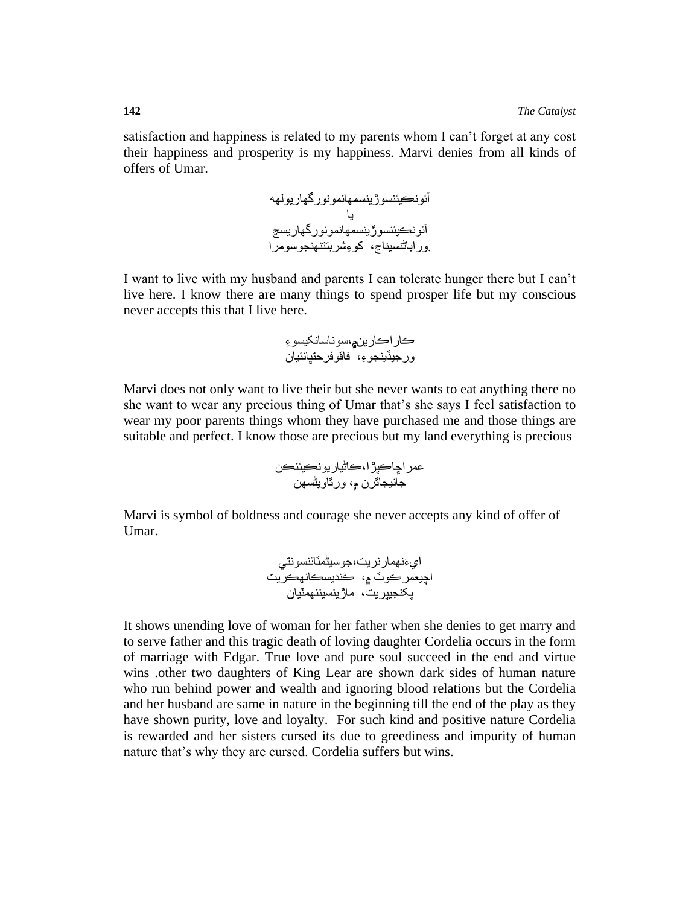satisfaction and happiness is related to my parents whom I can't forget at any cost their happiness and prosperity is my happiness. Marvi denies from all kinds of offers of Umar.

آئونڪيئنسوڙينسمهانمونورگهاريولهه
يا
آئونڪيئنسوڙينسمهانمونورگهاريسج
.ورباٽنسيناج، کوءِشربتتنهنجوسومرا

I want to live with my husband and parents I can tolerate hunger there but I can't live here. I know there are many things to spend prosper life but my conscious never accepts this that I live here.

ڪاراڪارين۾،سوناسانڪيسوءِ
ورجيڏينجوءِ، فاقوفرحتيانئيان

Marvi does not only want to live their but she never wants to eat anything there no she want to wear any precious thing of Umar that's she says I feel satisfaction to wear my poor parents things whom they have purchased me and those things are suitable and perfect. I know those are precious but my land everything is precious

عمراچاڪپڙا،ڪاٿياريونڪيئنڪن
جانيجاٿرن ۾، ورٿاويٿسهن

Marvi is symbol of boldness and courage she never accepts any kind of offer of Umar.

ايءَنهمارنريت،جوسيٿمٿائنسونتي
اچيعمرڪوٽ ۾، ڪنديسڪانهڪريت
پکنجيپريت، ماڙينسيننهمٿيان

It shows unending love of woman for her father when she denies to get marry and to serve father and this tragic death of loving daughter Cordelia occurs in the form of marriage with Edgar. True love and pure soul succeed in the end and virtue wins .other two daughters of King Lear are shown dark sides of human nature who run behind power and wealth and ignoring blood relations but the Cordelia and her husband are same in nature in the beginning till the end of the play as they have shown purity, love and loyalty. For such kind and positive nature Cordelia is rewarded and her sisters cursed its due to greediness and impurity of human nature that's why they are cursed. Cordelia suffers but wins.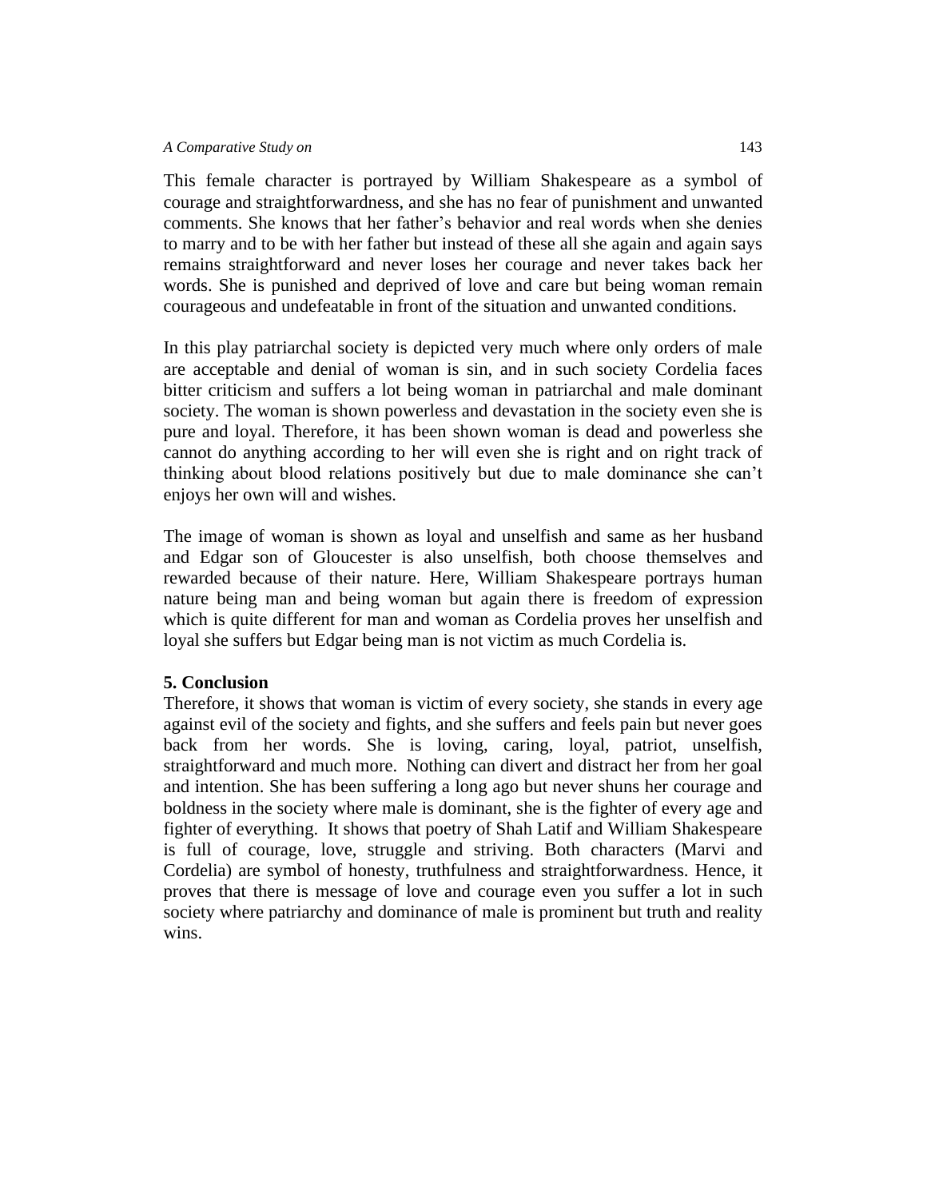This female character is portrayed by William Shakespeare as a symbol of courage and straightforwardness, and she has no fear of punishment and unwanted comments. She knows that her father's behavior and real words when she denies to marry and to be with her father but instead of these all she again and again says remains straightforward and never loses her courage and never takes back her words. She is punished and deprived of love and care but being woman remain courageous and undefeatable in front of the situation and unwanted conditions.

In this play patriarchal society is depicted very much where only orders of male are acceptable and denial of woman is sin, and in such society Cordelia faces bitter criticism and suffers a lot being woman in patriarchal and male dominant society. The woman is shown powerless and devastation in the society even she is pure and loyal. Therefore, it has been shown woman is dead and powerless she cannot do anything according to her will even she is right and on right track of thinking about blood relations positively but due to male dominance she can't enjoys her own will and wishes.

The image of woman is shown as loyal and unselfish and same as her husband and Edgar son of Gloucester is also unselfish, both choose themselves and rewarded because of their nature. Here, William Shakespeare portrays human nature being man and being woman but again there is freedom of expression which is quite different for man and woman as Cordelia proves her unselfish and loyal she suffers but Edgar being man is not victim as much Cordelia is.

**5. Conclusion**

Therefore, it shows that woman is victim of every society, she stands in every age against evil of the society and fights, and she suffers and feels pain but never goes back from her words. She is loving, caring, loyal, patriot, unselfish, straightforward and much more. Nothing can divert and distract her from her goal and intention. She has been suffering a long ago but never shuns her courage and boldness in the society where male is dominant, she is the fighter of every age and fighter of everything. It shows that poetry of Shah Latif and William Shakespeare is full of courage, love, struggle and striving. Both characters (Marvi and Cordelia) are symbol of honesty, truthfulness and straightforwardness. Hence, it proves that there is message of love and courage even you suffer a lot in such society where patriarchy and dominance of male is prominent but truth and reality wins.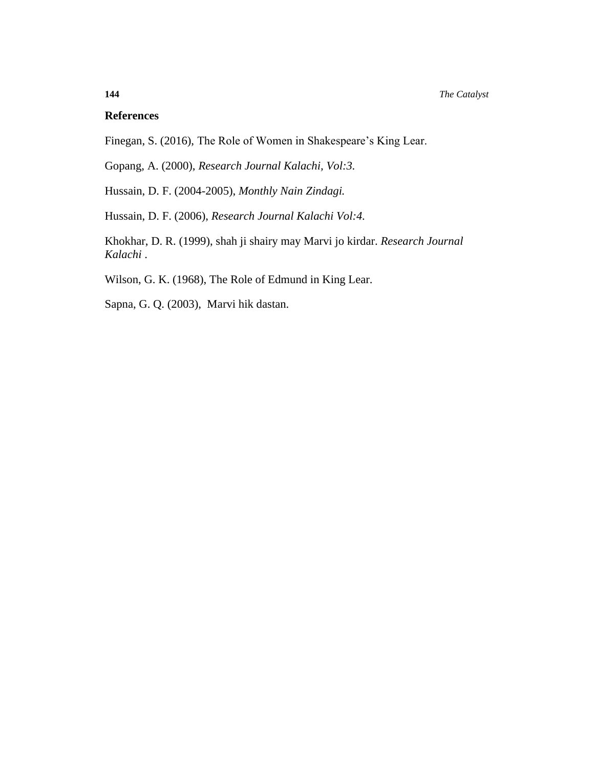## References

Finegan, S. (2016), The Role of Women in Shakespeare's King Lear.

Gopang, A. (2000), *Research Journal Kalachi, Vol:3.*

Hussain, D. F. (2004-2005), *Monthly Nain Zindagi.*

Hussain, D. F. (2006), *Research Journal Kalachi Vol:4.*

Khokhar, D. R. (1999), shah ji shairy may Marvi jo kirdar. *Research Journal Kalachi* .

Wilson, G. K. (1968), The Role of Edmund in King Lear.

Sapna, G. Q. (2003), Marvi hik dastan.